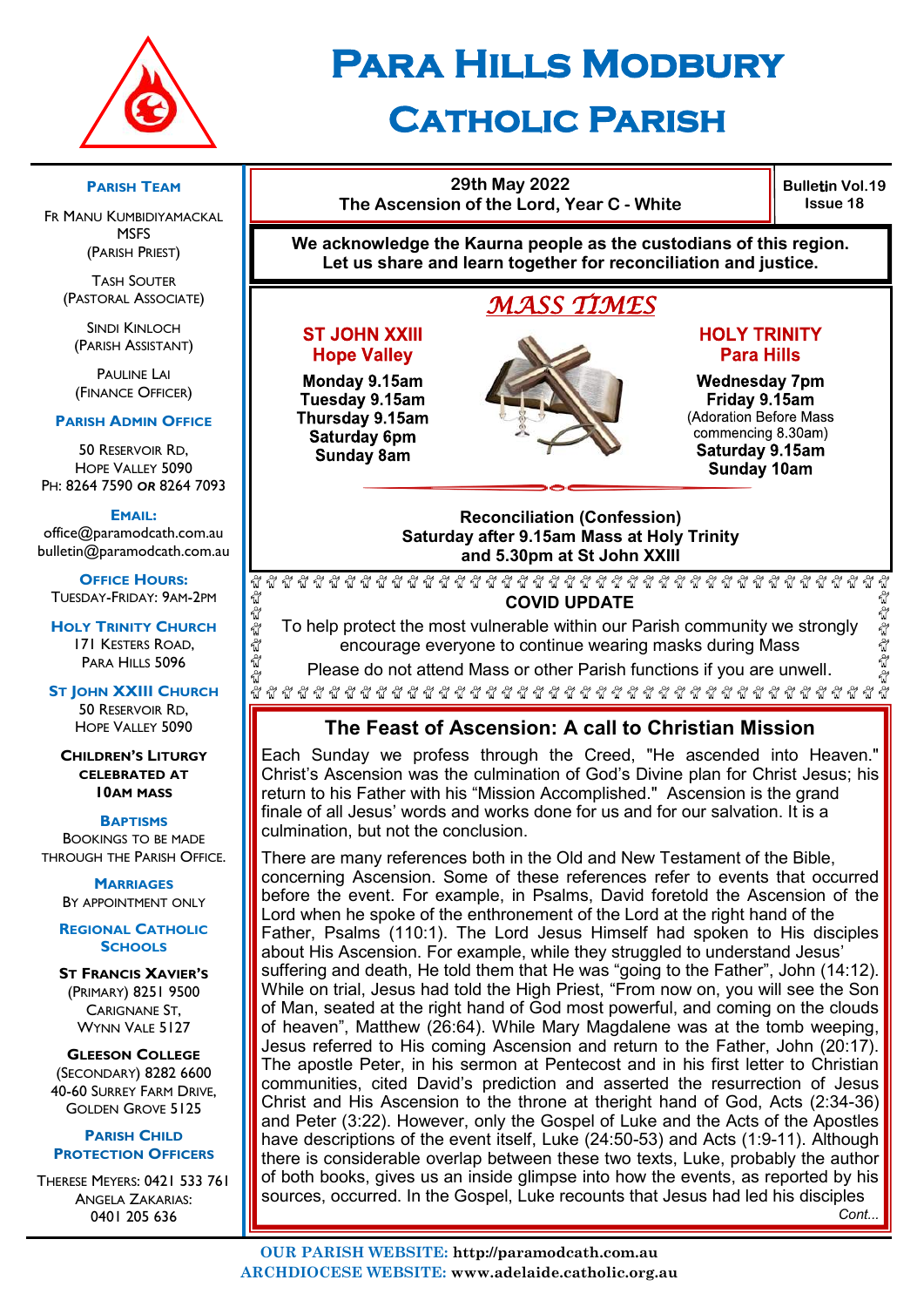# Para Hills Modbury Catholic Parish

**29th May 2022**
**The Ascension of the Lord, Year C - White**

**Bulletin Vol.19 Issue 18**

**We acknowledge the Kaurna people as the custodians of this region. Let us share and learn together for reconciliation and justice.**

## *MASS TIMES*

**ST JOHN XXIII Hope Valley**

**Monday 9.15am**
**Tuesday 9.15am**
**Thursday 9.15am**
**Saturday 6pm**
**Sunday 8am**

**HOLY TRINITY Para Hills**

**Wednesday 7pm**
**Friday 9.15am**
(Adoration Before Mass commencing 8.30am)
**Saturday 9.15am**
**Sunday 10am**

**Reconciliation (Confession)**
**Saturday after 9.15am Mass at Holy Trinity and 5.30pm at St John XXIII**

**COVID UPDATE**

To help protect the most vulnerable within our Parish community we strongly encourage everyone to continue wearing masks during Mass

Please do not attend Mass or other Parish functions if you are unwell.

## The Feast of Ascension: A call to Christian Mission

Each Sunday we profess through the Creed, "He ascended into Heaven." Christ's Ascension was the culmination of God's Divine plan for Christ Jesus; his return to his Father with his "Mission Accomplished." Ascension is the grand finale of all Jesus' words and works done for us and for our salvation. It is a culmination, but not the conclusion.

There are many references both in the Old and New Testament of the Bible, concerning Ascension. Some of these references refer to events that occurred before the event. For example, in Psalms, David foretold the Ascension of the Lord when he spoke of the enthronement of the Lord at the right hand of the Father, Psalms (110:1). The Lord Jesus Himself had spoken to His disciples about His Ascension. For example, while they struggled to understand Jesus' suffering and death, He told them that He was "going to the Father", John (14:12). While on trial, Jesus had told the High Priest, "From now on, you will see the Son of Man, seated at the right hand of God most powerful, and coming on the clouds of heaven", Matthew (26:64). While Mary Magdalene was at the tomb weeping, Jesus referred to His coming Ascension and return to the Father, John (20:17). The apostle Peter, in his sermon at Pentecost and in his first letter to Christian communities, cited David's prediction and asserted the resurrection of Jesus Christ and His Ascension to the throne at theright hand of God, Acts (2:34-36) and Peter (3:22). However, only the Gospel of Luke and the Acts of the Apostles have descriptions of the event itself, Luke (24:50-53) and Acts (1:9-11). Although there is considerable overlap between these two texts, Luke, probably the author of both books, gives us an inside glimpse into how the events, as reported by his sources, occurred. In the Gospel, Luke recounts that Jesus had led his disciples

*Cont...*

**Parish Team**

Fr Manu Kumbidiyamackal MSFS (Parish Priest)

Tash Souter (Pastoral Associate)

Sindi Kinloch (Parish Assistant)

Pauline Lai (Finance Officer)

**Parish Admin Office**

50 Reservoir Rd, Hope Valley 5090
Ph: 8264 7590 or 8264 7093

**Email:**
office@paramodcath.com.au
bulletin@paramodcath.com.au

**Office Hours:**
Tuesday-Friday: 9am-2pm

**Holy Trinity Church**
171 Kesters Road, Para Hills 5096

**St John XXIII Church**
50 Reservoir Rd, Hope Valley 5090

**Children's Liturgy celebrated at 10am Mass**

**Baptisms**
Bookings to be made through the Parish Office.

**Marriages**
By appointment only

**Regional Catholic Schools**

**St Francis Xavier's** (Primary) 8251 9500
Carignane St, Wynn Vale 5127

**Gleeson College** (Secondary) 8282 6600
40-60 Surrey Farm Drive, Golden Grove 5125

**Parish Child Protection Officers**

Therese Meyers: 0421 533 761
Angela Zakarias: 0401 205 636

**OUR PARISH WEBSITE:** http://paramodcath.com.au
**ARCHDIOCESE WEBSITE:** www.adelaide.catholic.org.au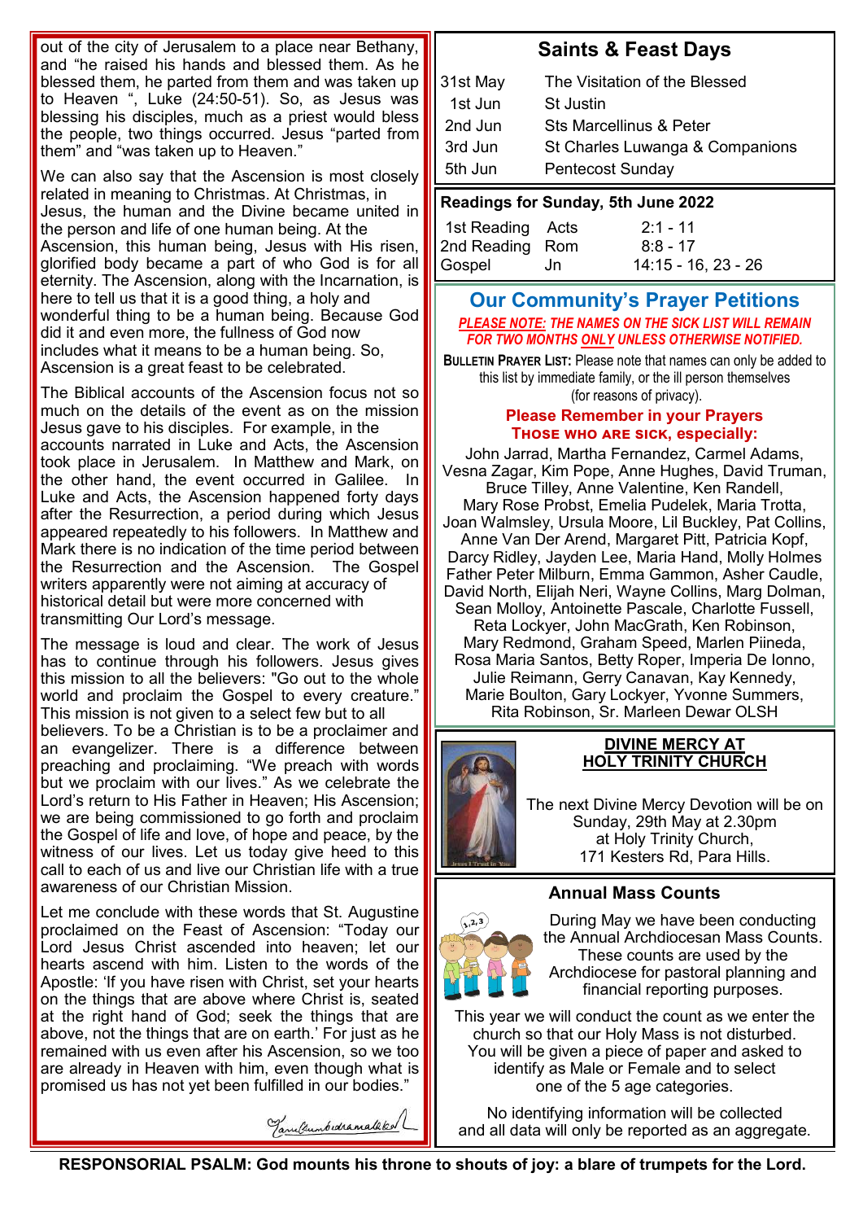out of the city of Jerusalem to a place near Bethany, and "he raised his hands and blessed them. As he blessed them, he parted from them and was taken up to Heaven ", Luke (24:50-51). So, as Jesus was blessing his disciples, much as a priest would bless the people, two things occurred. Jesus "parted from them" and "was taken up to Heaven."

We can also say that the Ascension is most closely related in meaning to Christmas. At Christmas, in Jesus, the human and the Divine became united in the person and life of one human being. At the Ascension, this human being, Jesus with His risen, glorified body became a part of who God is for all eternity. The Ascension, along with the Incarnation, is here to tell us that it is a good thing, a holy and wonderful thing to be a human being. Because God did it and even more, the fullness of God now includes what it means to be a human being. So, Ascension is a great feast to be celebrated.

The Biblical accounts of the Ascension focus not so much on the details of the event as on the mission Jesus gave to his disciples. For example, in the accounts narrated in Luke and Acts, the Ascension took place in Jerusalem. In Matthew and Mark, on the other hand, the event occurred in Galilee. In Luke and Acts, the Ascension happened forty days after the Resurrection, a period during which Jesus appeared repeatedly to his followers. In Matthew and Mark there is no indication of the time period between the Resurrection and the Ascension. The Gospel writers apparently were not aiming at accuracy of historical detail but were more concerned with transmitting Our Lord's message.

The message is loud and clear. The work of Jesus has to continue through his followers. Jesus gives this mission to all the believers: "Go out to the whole world and proclaim the Gospel to every creature." This mission is not given to a select few but to all believers. To be a Christian is to be a proclaimer and an evangelizer. There is a difference between preaching and proclaiming. "We preach with words but we proclaim with our lives." As we celebrate the Lord's return to His Father in Heaven; His Ascension; we are being commissioned to go forth and proclaim the Gospel of life and love, of hope and peace, by the witness of our lives. Let us today give heed to this call to each of us and live our Christian life with a true awareness of our Christian Mission.

Let me conclude with these words that St. Augustine proclaimed on the Feast of Ascension: "Today our Lord Jesus Christ ascended into heaven; let our hearts ascend with him. Listen to the words of the Apostle: 'If you have risen with Christ, set your hearts on the things that are above where Christ is, seated at the right hand of God; seek the things that are above, not the things that are on earth.' For just as he remained with us even after his Ascension, so we too are already in Heaven with him, even though what is promised us has not yet been fulfilled in our bodies."

## Saints & Feast Days

| | |
|---|---|
| 31st May | The Visitation of the Blessed |
| 1st Jun | St Justin |
| 2nd Jun | Sts Marcellinus & Peter |
| 3rd Jun | St Charles Luwanga & Companions |
| 5th Jun | Pentecost Sunday |

**Readings for Sunday, 5th June 2022**

| | | |
|---|---|---|
| 1st Reading | Acts | 2:1 - 11 |
| 2nd Reading | Rom | 8:8 - 17 |
| Gospel | Jn | 14:15 - 16, 23 - 26 |

## Our Community's Prayer Petitions

***PLEASE NOTE: THE NAMES ON THE SICK LIST WILL REMAIN FOR TWO MONTHS ONLY UNLESS OTHERWISE NOTIFIED.***

**Bulletin Prayer List:** Please note that names can only be added to this list by immediate family, or the ill person themselves (for reasons of privacy).

**Please Remember in your Prayers Those who are sick, especially:**

John Jarrad, Martha Fernandez, Carmel Adams, Vesna Zagar, Kim Pope, Anne Hughes, David Truman, Bruce Tilley, Anne Valentine, Ken Randell, Mary Rose Probst, Emelia Pudelek, Maria Trotta, Joan Walmsley, Ursula Moore, Lil Buckley, Pat Collins, Anne Van Der Arend, Margaret Pitt, Patricia Kopf, Darcy Ridley, Jayden Lee, Maria Hand, Molly Holmes Father Peter Milburn, Emma Gammon, Asher Caudle, David North, Elijah Neri, Wayne Collins, Marg Dolman, Sean Molloy, Antoinette Pascale, Charlotte Fussell, Reta Lockyer, John MacGrath, Ken Robinson, Mary Redmond, Graham Speed, Marlen Piineda, Rosa Maria Santos, Betty Roper, Imperia De Ionno, Julie Reimann, Gerry Canavan, Kay Kennedy, Marie Boulton, Gary Lockyer, Yvonne Summers, Rita Robinson, Sr. Marleen Dewar OLSH

**DIVINE MERCY AT HOLY TRINITY CHURCH**

The next Divine Mercy Devotion will be on Sunday, 29th May at 2.30pm at Holy Trinity Church, 171 Kesters Rd, Para Hills.

**Annual Mass Counts**

During May we have been conducting the Annual Archdiocesan Mass Counts. These counts are used by the Archdiocese for pastoral planning and financial reporting purposes.

This year we will conduct the count as we enter the church so that our Holy Mass is not disturbed. You will be given a piece of paper and asked to identify as Male or Female and to select one of the 5 age categories.

No identifying information will be collected and all data will only be reported as an aggregate.

**RESPONSORIAL PSALM: God mounts his throne to shouts of joy: a blare of trumpets for the Lord.**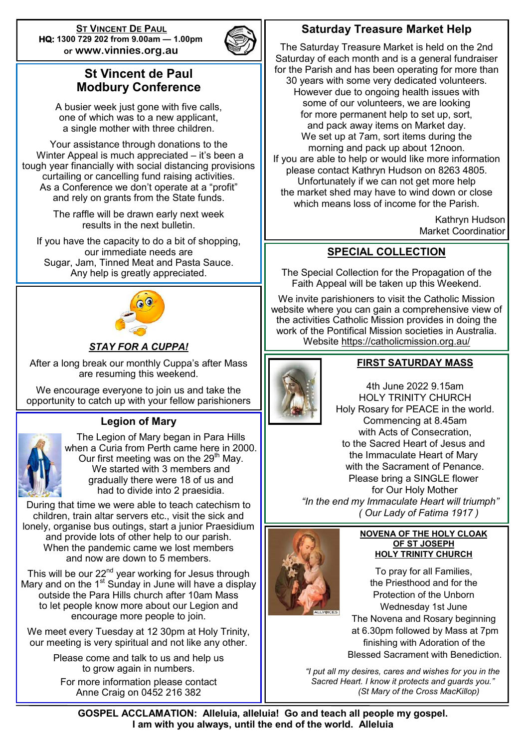**ST VINCENT DE PAUL**
**HQ: 1300 729 202 from 9.00am — 1.00pm**
**or www.vinnies.org.au**

## St Vincent de Paul Modbury Conference

A busier week just gone with five calls, one of which was to a new applicant, a single mother with three children.

Your assistance through donations to the Winter Appeal is much appreciated – it's been a tough year financially with social distancing provisions curtailing or cancelling fund raising activities. As a Conference we don't operate at a "profit" and rely on grants from the State funds.

The raffle will be drawn early next week results in the next bulletin.

If you have the capacity to do a bit of shopping, our immediate needs are Sugar, Jam, Tinned Meat and Pasta Sauce. Any help is greatly appreciated.

## *STAY FOR A CUPPA!*

After a long break our monthly Cuppa's after Mass are resuming this weekend.

We encourage everyone to join us and take the opportunity to catch up with your fellow parishioners

## Legion of Mary

The Legion of Mary began in Para Hills when a Curia from Perth came here in 2000. Our first meeting was on the 29th May. We started with 3 members and gradually there were 18 of us and had to divide into 2 praesidia.

During that time we were able to teach catechism to children, train altar servers etc., visit the sick and lonely, organise bus outings, start a junior Praesidium and provide lots of other help to our parish. When the pandemic came we lost members and now are down to 5 members.

This will be our 22nd year working for Jesus through Mary and on the 1st Sunday in June will have a display outside the Para Hills church after 10am Mass to let people know more about our Legion and encourage more people to join.

We meet every Tuesday at 12 30pm at Holy Trinity, our meeting is very spiritual and not like any other.

Please come and talk to us and help us to grow again in numbers.

For more information please contact Anne Craig on 0452 216 382

## Saturday Treasure Market Help

The Saturday Treasure Market is held on the 2nd Saturday of each month and is a general fundraiser for the Parish and has been operating for more than 30 years with some very dedicated volunteers. However due to ongoing health issues with some of our volunteers, we are looking for more permanent help to set up, sort, and pack away items on Market day. We set up at 7am, sort items during the morning and pack up about 12noon. If you are able to help or would like more information please contact Kathryn Hudson on 8263 4805. Unfortunately if we can not get more help the market shed may have to wind down or close which means loss of income for the Parish.

Kathryn Hudson
Market Coordinatior

## SPECIAL COLLECTION

The Special Collection for the Propagation of the Faith Appeal will be taken up this Weekend.

We invite parishioners to visit the Catholic Mission website where you can gain a comprehensive view of the activities Catholic Mission provides in doing the work of the Pontifical Mission societies in Australia. Website https://catholicmission.org.au/

## FIRST SATURDAY MASS

4th June 2022 9.15am
HOLY TRINITY CHURCH
Holy Rosary for PEACE in the world.
Commencing at 8.45am
with Acts of Consecration,
to the Sacred Heart of Jesus and
the Immaculate Heart of Mary
with the Sacrament of Penance.
Please bring a SINGLE flower
for Our Holy Mother

*"In the end my Immaculate Heart will triumph"*
*( Our Lady of Fatima 1917 )*

## NOVENA OF THE HOLY CLOAK OF ST JOSEPH
### HOLY TRINITY CHURCH

To pray for all Families,
the Priesthood and for the
Protection of the Unborn
Wednesday 1st June
The Novena and Rosary beginning
at 6.30pm followed by Mass at 7pm
finishing with Adoration of the
Blessed Sacrament with Benediction.

*"I put all my desires, cares and wishes for you in the Sacred Heart. I know it protects and guards you."*
*(St Mary of the Cross MacKillop)*

**GOSPEL ACCLAMATION: Alleluia, alleluia! Go and teach all people my gospel. I am with you always, until the end of the world. Alleluia**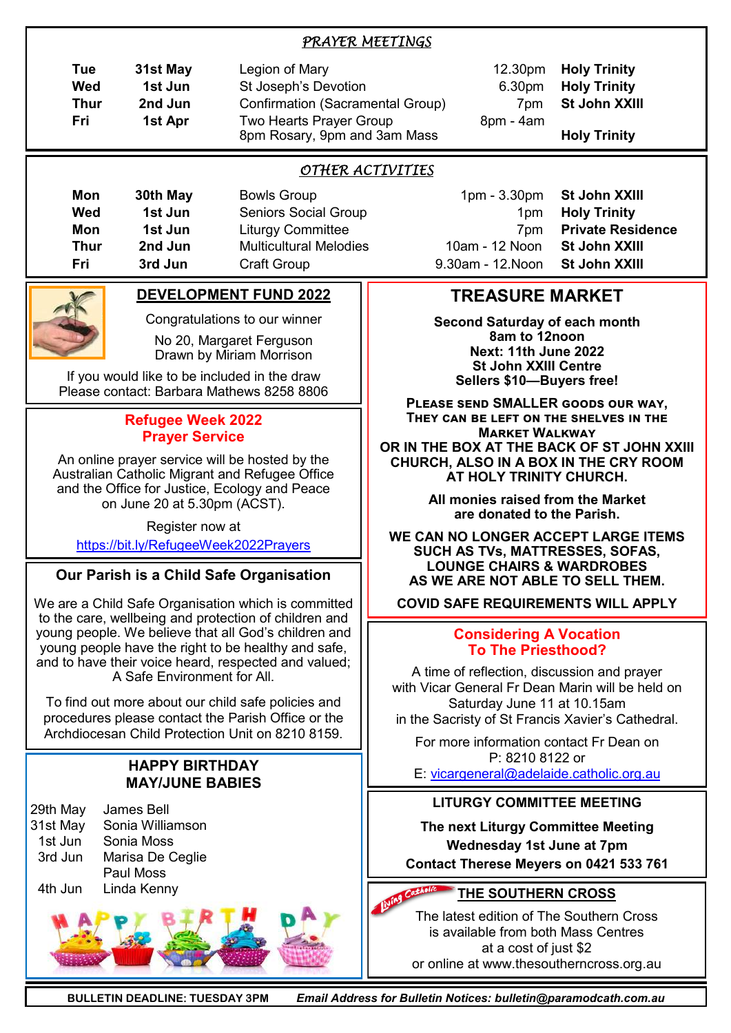## *PRAYER MEETINGS*

| | | | | |
|---|---|---|---|---|
| **Tue** | **31st May** | Legion of Mary | 12.30pm | **Holy Trinity** |
| **Wed** | **1st Jun** | St Joseph's Devotion | 6.30pm | **Holy Trinity** |
| **Thur** | **2nd Jun** | Confirmation (Sacramental Group) | 7pm | **St John XXIII** |
| **Fri** | **1st Apr** | Two Hearts Prayer Group<br>8pm Rosary, 9pm and 3am Mass | 8pm - 4am | **Holy Trinity** |

## *OTHER ACTIVITIES*

| | | | | |
|---|---|---|---|---|
| **Mon** | **30th May** | Bowls Group | 1pm - 3.30pm | **St John XXIII** |
| **Wed** | **1st Jun** | Seniors Social Group | 1pm | **Holy Trinity** |
| **Mon** | **1st Jun** | Liturgy Committee | 7pm | **Private Residence** |
| **Thur** | **2nd Jun** | Multicultural Melodies | 10am - 12 Noon | **St John XXIII** |
| **Fri** | **3rd Jun** | Craft Group | 9.30am - 12.Noon | **St John XXIII** |

## DEVELOPMENT FUND 2022

Congratulations to our winner

No 20, Margaret Ferguson
Drawn by Miriam Morrison

If you would like to be included in the draw
Please contact: Barbara Mathews 8258 8806

## Refugee Week 2022 Prayer Service

An online prayer service will be hosted by the Australian Catholic Migrant and Refugee Office and the Office for Justice, Ecology and Peace on June 20 at 5.30pm (ACST).

Register now at
https://bit.ly/RefugeeWeek2022Prayers

## Our Parish is a Child Safe Organisation

We are a Child Safe Organisation which is committed to the care, wellbeing and protection of children and young people. We believe that all God's children and young people have the right to be healthy and safe, and to have their voice heard, respected and valued; A Safe Environment for All.

To find out more about our child safe policies and procedures please contact the Parish Office or the Archdiocesan Child Protection Unit on 8210 8159.

## HAPPY BIRTHDAY MAY/JUNE BABIES

| | |
|---|---|
| 29th May | James Bell |
| 31st May | Sonia Williamson |
| 1st Jun | Sonia Moss |
| 3rd Jun | Marisa De Ceglie |
| | Paul Moss |
| 4th Jun | Linda Kenny |

## TREASURE MARKET

**Second Saturday of each month**
**8am to 12noon**
**Next: 11th June 2022**
**St John XXIII Centre**
**Sellers $10—Buyers free!**

**PLEASE SEND SMALLER GOODS OUR WAY, THEY CAN BE LEFT ON THE SHELVES IN THE MARKET WALKWAY OR IN THE BOX AT THE BACK OF ST JOHN XXIII CHURCH, ALSO IN A BOX IN THE CRY ROOM AT HOLY TRINITY CHURCH.**

**All monies raised from the Market are donated to the Parish.**

**WE CAN NO LONGER ACCEPT LARGE ITEMS SUCH AS TVs, MATTRESSES, SOFAS, LOUNGE CHAIRS & WARDROBES AS WE ARE NOT ABLE TO SELL THEM.**

**COVID SAFE REQUIREMENTS WILL APPLY**

## Considering A Vocation To The Priesthood?

A time of reflection, discussion and prayer with Vicar General Fr Dean Marin will be held on Saturday June 11 at 10.15am in the Sacristy of St Francis Xavier's Cathedral.

For more information contact Fr Dean on
P: 8210 8122 or
E: vicargeneral@adelaide.catholic.org.au

## LITURGY COMMITTEE MEETING

**The next Liturgy Committee Meeting**
**Wednesday 1st June at 7pm**
**Contact Therese Meyers on 0421 533 761**

## THE SOUTHERN CROSS

The latest edition of The Southern Cross is available from both Mass Centres at a cost of just $2 or online at www.thesoutherncross.org.au

**BULLETIN DEADLINE: TUESDAY 3PM** ***Email Address for Bulletin Notices: bulletin@paramodcath.com.au***